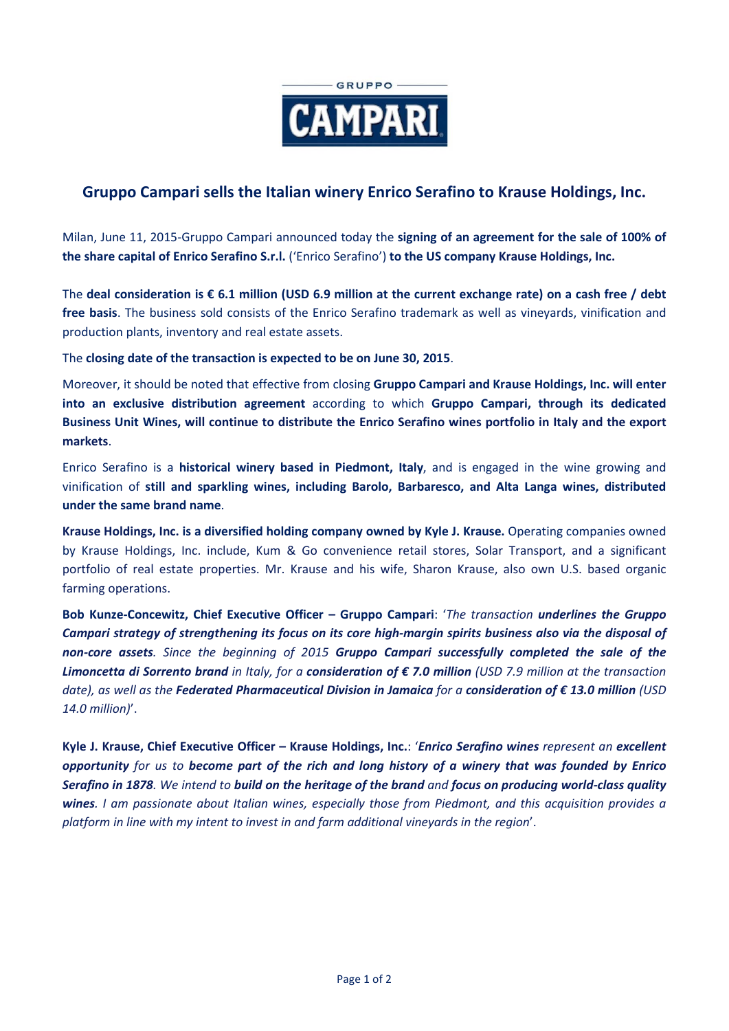GRUPPO CAMPARI

## Gruppo Campari sells the Italian winery Enrico Serafino to Krause Holdings, Inc.

Milan, June 11, 2015-Gruppo Campari announced today the **signing of an agreement for the sale of 100% of the share capital of Enrico Serafino S.r.l.** ('Enrico Serafino') **to the US company Krause Holdings, Inc.**

The **deal consideration is € 6.1 million (USD 6.9 million at the current exchange rate) on a cash free / debt free basis**. The business sold consists of the Enrico Serafino trademark as well as vineyards, vinification and production plants, inventory and real estate assets.

The **closing date of the transaction is expected to be on June 30, 2015**.

Moreover, it should be noted that effective from closing **Gruppo Campari and Krause Holdings, Inc. will enter into an exclusive distribution agreement** according to which **Gruppo Campari, through its dedicated Business Unit Wines, will continue to distribute the Enrico Serafino wines portfolio in Italy and the export markets**.

Enrico Serafino is a **historical winery based in Piedmont, Italy**, and is engaged in the wine growing and vinification of **still and sparkling wines, including Barolo, Barbaresco, and Alta Langa wines, distributed under the same brand name**.

**Krause Holdings, Inc. is a diversified holding company owned by Kyle J. Krause.** Operating companies owned by Krause Holdings, Inc. include, Kum & Go convenience retail stores, Solar Transport, and a significant portfolio of real estate properties. Mr. Krause and his wife, Sharon Krause, also own U.S. based organic farming operations.

**Bob Kunze-Concewitz, Chief Executive Officer – Gruppo Campari**: '*The transaction **underlines the Gruppo Campari strategy of strengthening its focus on its core high-margin spirits business also via the disposal of non-core assets**. Since the beginning of 2015 **Gruppo Campari successfully completed the sale of the Limoncetta di Sorrento brand** in Italy, for a **consideration of € 7.0 million** (USD 7.9 million at the transaction date), as well as the **Federated Pharmaceutical Division in Jamaica** for a **consideration of € 13.0 million** (USD 14.0 million)*'.

**Kyle J. Krause, Chief Executive Officer – Krause Holdings, Inc.**: '***Enrico Serafino wines** represent an **excellent opportunity** for us to **become part of the rich and long history of a winery that was founded by Enrico Serafino in 1878**. We intend to **build on the heritage of the brand** and **focus on producing world-class quality wines**. I am passionate about Italian wines, especially those from Piedmont, and this acquisition provides a platform in line with my intent to invest in and farm additional vineyards in the region*'.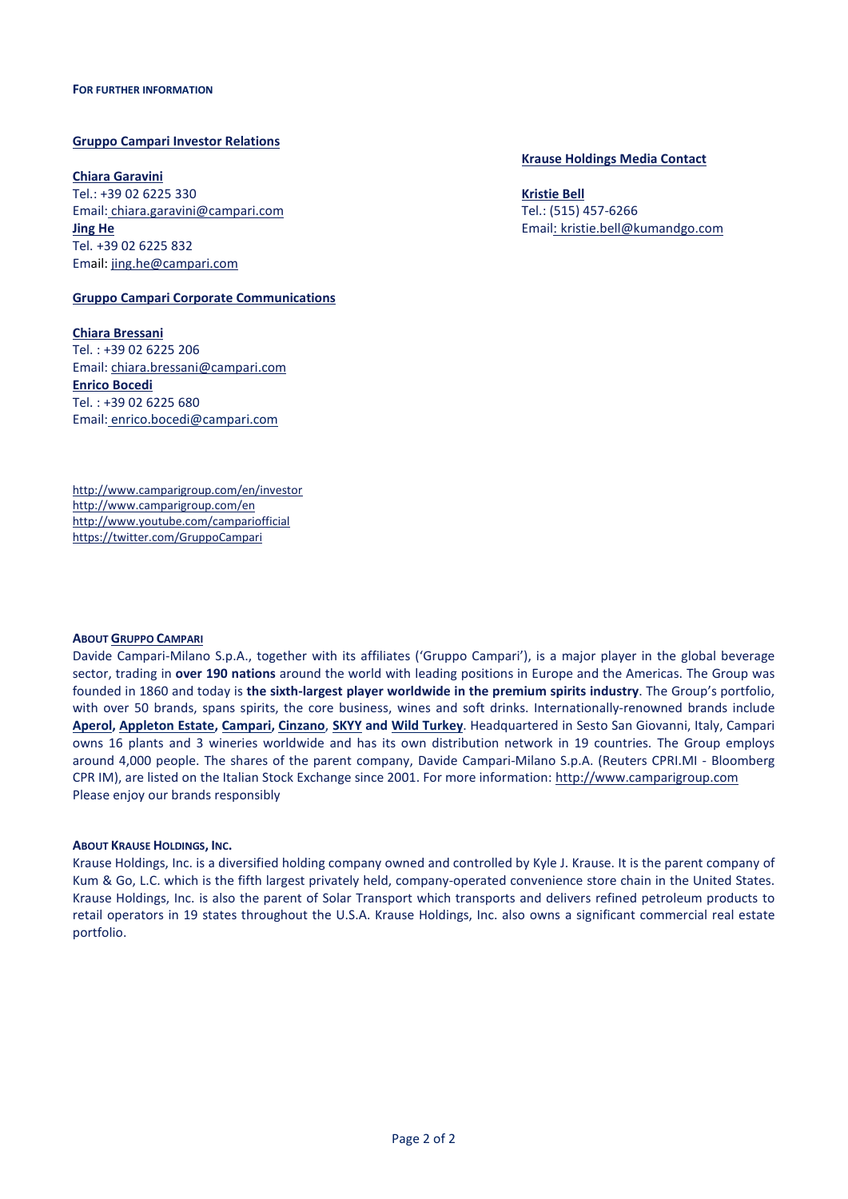**FOR FURTHER INFORMATION**

**Gruppo Campari Investor Relations**

**Chiara Garavini**
Tel.: +39 02 6225 330
Email: chiara.garavini@campari.com
**Jing He**
Tel. +39 02 6225 832
Email: jing.he@campari.com

**Gruppo Campari Corporate Communications**

**Chiara Bressani**
Tel. : +39 02 6225 206
Email: chiara.bressani@campari.com
**Enrico Bocedi**
Tel. : +39 02 6225 680
Email: enrico.bocedi@campari.com

http://www.camparigroup.com/en/investor
http://www.camparigroup.com/en
http://www.youtube.com/campariofficial
https://twitter.com/GruppoCampari

**Krause Holdings Media Contact**

**Kristie Bell**
Tel.: (515) 457-6266
Email: kristie.bell@kumandgo.com

**ABOUT GRUPPO CAMPARI**

Davide Campari-Milano S.p.A., together with its affiliates ('Gruppo Campari'), is a major player in the global beverage sector, trading in **over 190 nations** around the world with leading positions in Europe and the Americas. The Group was founded in 1860 and today is **the sixth-largest player worldwide in the premium spirits industry**. The Group's portfolio, with over 50 brands, spans spirits, the core business, wines and soft drinks. Internationally-renowned brands include **Aperol, Appleton Estate, Campari, Cinzano, SKYY and Wild Turkey**. Headquartered in Sesto San Giovanni, Italy, Campari owns 16 plants and 3 wineries worldwide and has its own distribution network in 19 countries. The Group employs around 4,000 people. The shares of the parent company, Davide Campari-Milano S.p.A. (Reuters CPRI.MI - Bloomberg CPR IM), are listed on the Italian Stock Exchange since 2001. For more information: http://www.camparigroup.com
Please enjoy our brands responsibly

**ABOUT KRAUSE HOLDINGS, INC.**

Krause Holdings, Inc. is a diversified holding company owned and controlled by Kyle J. Krause. It is the parent company of Kum & Go, L.C. which is the fifth largest privately held, company-operated convenience store chain in the United States. Krause Holdings, Inc. is also the parent of Solar Transport which transports and delivers refined petroleum products to retail operators in 19 states throughout the U.S.A. Krause Holdings, Inc. also owns a significant commercial real estate portfolio.